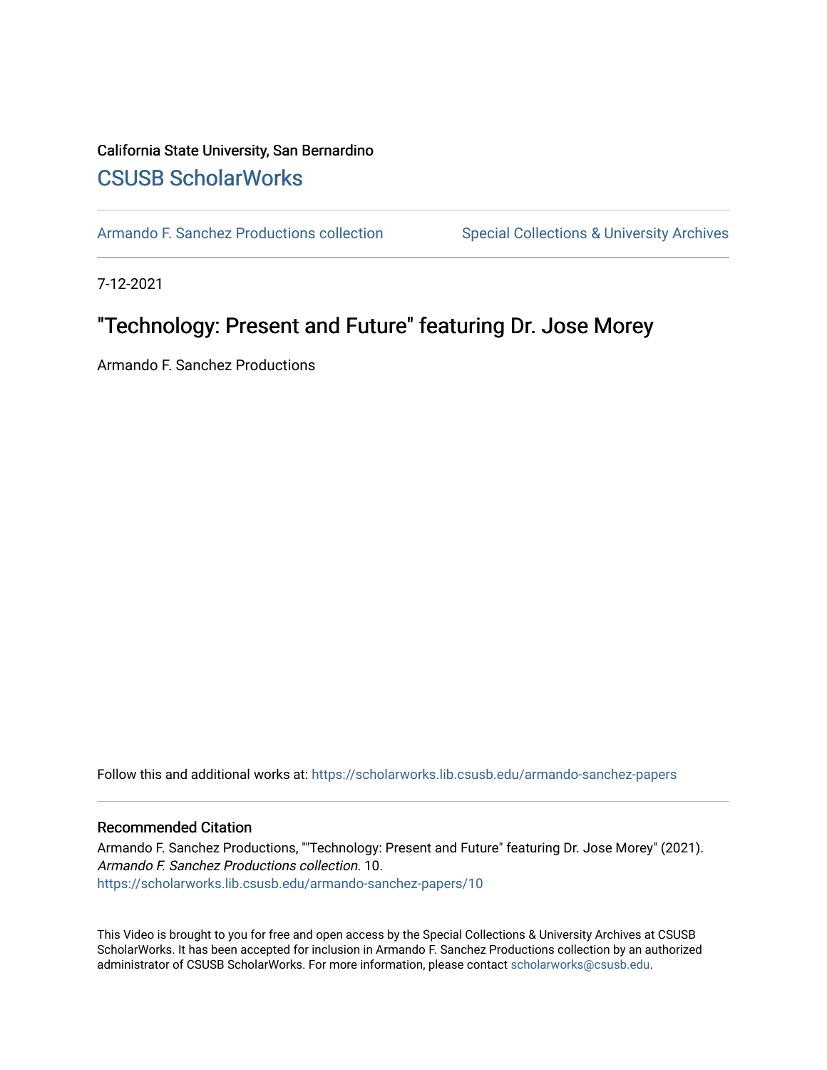California State University, San Bernardino

## CSUSB ScholarWorks

Armando F. Sanchez Productions collection | Special Collections & University Archives

7-12-2021

# "Technology: Present and Future" featuring Dr. Jose Morey

Armando F. Sanchez Productions

Follow this and additional works at: https://scholarworks.lib.csusb.edu/armando-sanchez-papers

### Recommended Citation

Armando F. Sanchez Productions, ""Technology: Present and Future" featuring Dr. Jose Morey" (2021). *Armando F. Sanchez Productions collection*. 10.
https://scholarworks.lib.csusb.edu/armando-sanchez-papers/10

This Video is brought to you for free and open access by the Special Collections & University Archives at CSUSB ScholarWorks. It has been accepted for inclusion in Armando F. Sanchez Productions collection by an authorized administrator of CSUSB ScholarWorks. For more information, please contact scholarworks@csusb.edu.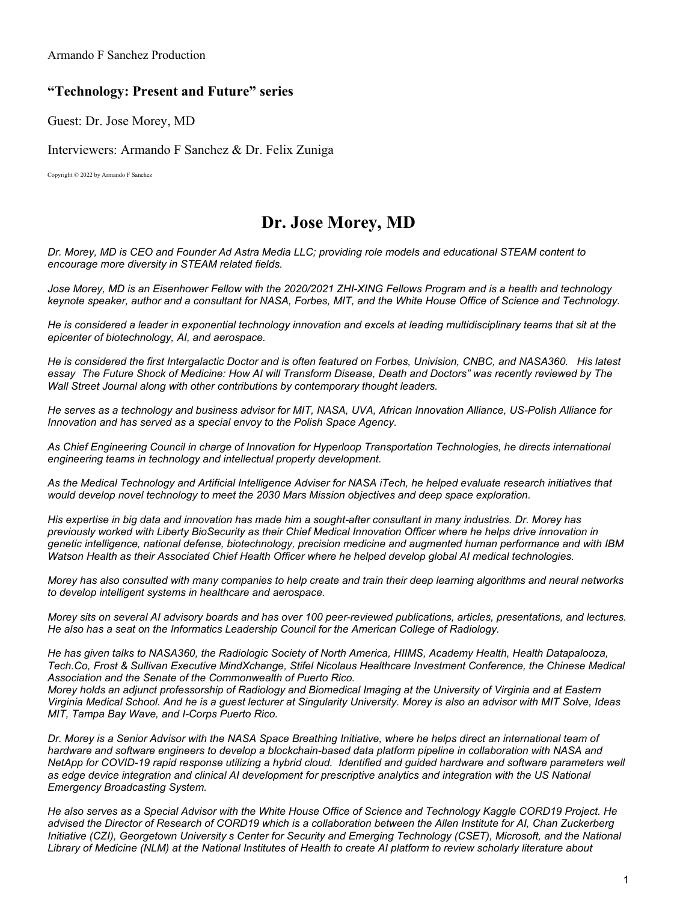Armando F Sanchez Production

## "Technology: Present and Future" series

Guest: Dr. Jose Morey, MD

Interviewers: Armando F Sanchez & Dr. Felix Zuniga

Copyright © 2022 by Armando F Sanchez

# Dr. Jose Morey, MD

*Dr. Morey, MD is CEO and Founder Ad Astra Media LLC; providing role models and educational STEAM content to encourage more diversity in STEAM related fields.*

*Jose Morey, MD is an Eisenhower Fellow with the 2020/2021 ZHI-XING Fellows Program and is a health and technology keynote speaker, author and a consultant for NASA, Forbes, MIT, and the White House Office of Science and Technology.*

*He is considered a leader in exponential technology innovation and excels at leading multidisciplinary teams that sit at the epicenter of biotechnology, AI, and aerospace.*

*He is considered the first Intergalactic Doctor and is often featured on Forbes, Univision, CNBC, and NASA360. His latest essay The Future Shock of Medicine: How AI will Transform Disease, Death and Doctors" was recently reviewed by The Wall Street Journal along with other contributions by contemporary thought leaders.*

*He serves as a technology and business advisor for MIT, NASA, UVA, African Innovation Alliance, US-Polish Alliance for Innovation and has served as a special envoy to the Polish Space Agency.*

*As Chief Engineering Council in charge of Innovation for Hyperloop Transportation Technologies, he directs international engineering teams in technology and intellectual property development.*

*As the Medical Technology and Artificial Intelligence Adviser for NASA iTech, he helped evaluate research initiatives that would develop novel technology to meet the 2030 Mars Mission objectives and deep space exploration.*

*His expertise in big data and innovation has made him a sought-after consultant in many industries. Dr. Morey has previously worked with Liberty BioSecurity as their Chief Medical Innovation Officer where he helps drive innovation in genetic intelligence, national defense, biotechnology, precision medicine and augmented human performance and with IBM Watson Health as their Associated Chief Health Officer where he helped develop global AI medical technologies.*

*Morey has also consulted with many companies to help create and train their deep learning algorithms and neural networks to develop intelligent systems in healthcare and aerospace.*

*Morey sits on several AI advisory boards and has over 100 peer-reviewed publications, articles, presentations, and lectures. He also has a seat on the Informatics Leadership Council for the American College of Radiology.*

*He has given talks to NASA360, the Radiologic Society of North America, HIIMS, Academy Health, Health Datapalooza, Tech.Co, Frost & Sullivan Executive MindXchange, Stifel Nicolaus Healthcare Investment Conference, the Chinese Medical Association and the Senate of the Commonwealth of Puerto Rico.*
*Morey holds an adjunct professorship of Radiology and Biomedical Imaging at the University of Virginia and at Eastern Virginia Medical School. And he is a guest lecturer at Singularity University. Morey is also an advisor with MIT Solve, Ideas MIT, Tampa Bay Wave, and I-Corps Puerto Rico.*

*Dr. Morey is a Senior Advisor with the NASA Space Breathing Initiative, where he helps direct an international team of hardware and software engineers to develop a blockchain-based data platform pipeline in collaboration with NASA and NetApp for COVID-19 rapid response utilizing a hybrid cloud. Identified and guided hardware and software parameters well as edge device integration and clinical AI development for prescriptive analytics and integration with the US National Emergency Broadcasting System.*

*He also serves as a Special Advisor with the White House Office of Science and Technology Kaggle CORD19 Project. He advised the Director of Research of CORD19 which is a collaboration between the Allen Institute for AI, Chan Zuckerberg Initiative (CZI), Georgetown University s Center for Security and Emerging Technology (CSET), Microsoft, and the National Library of Medicine (NLM) at the National Institutes of Health to create AI platform to review scholarly literature about*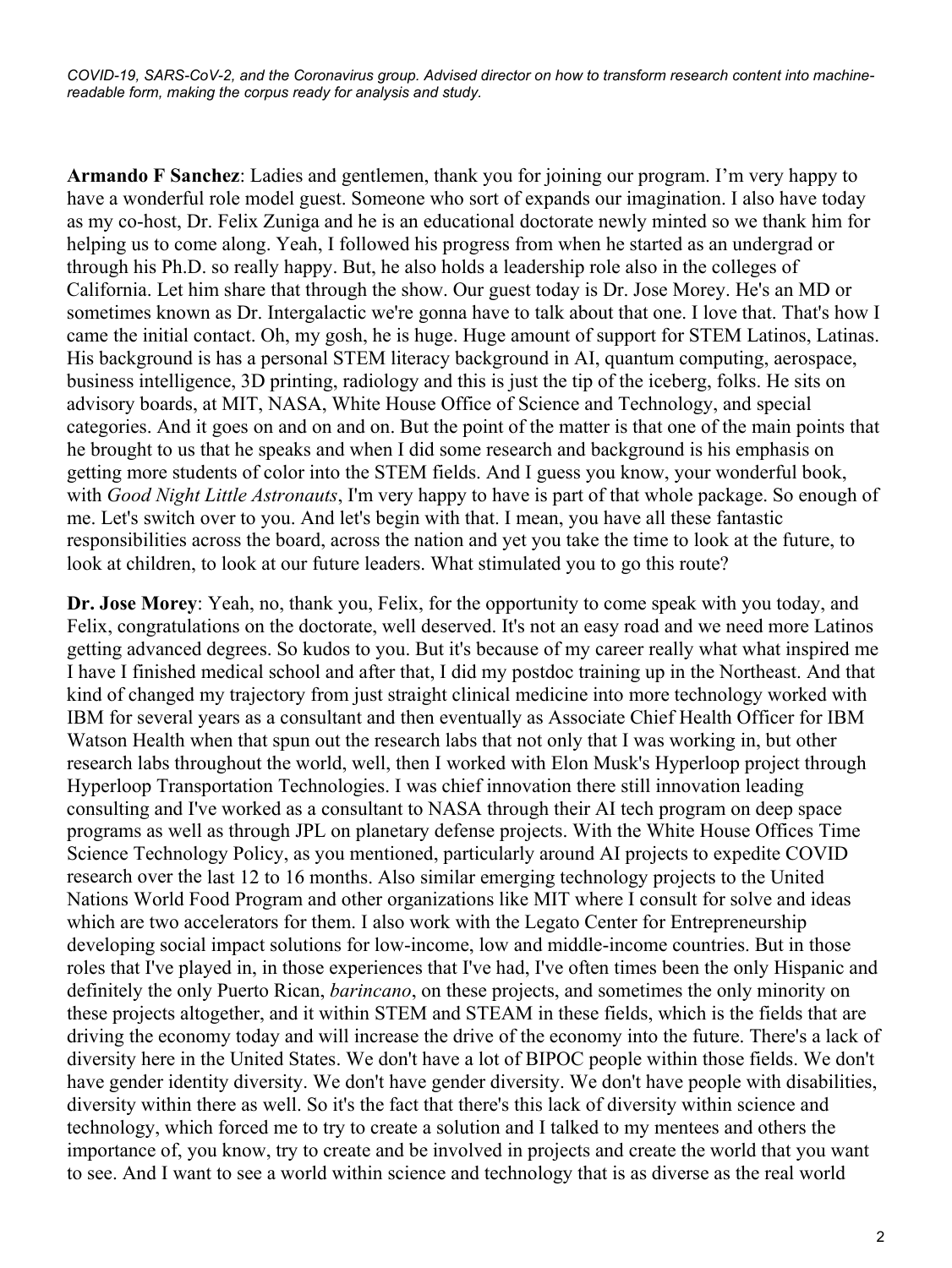*COVID-19, SARS-CoV-2, and the Coronavirus group. Advised director on how to transform research content into machine-readable form, making the corpus ready for analysis and study.*

**Armando F Sanchez**: Ladies and gentlemen, thank you for joining our program. I'm very happy to have a wonderful role model guest. Someone who sort of expands our imagination. I also have today as my co-host, Dr. Felix Zuniga and he is an educational doctorate newly minted so we thank him for helping us to come along. Yeah, I followed his progress from when he started as an undergrad or through his Ph.D. so really happy. But, he also holds a leadership role also in the colleges of California. Let him share that through the show. Our guest today is Dr. Jose Morey. He's an MD or sometimes known as Dr. Intergalactic we're gonna have to talk about that one. I love that. That's how I came the initial contact. Oh, my gosh, he is huge. Huge amount of support for STEM Latinos, Latinas. His background is has a personal STEM literacy background in AI, quantum computing, aerospace, business intelligence, 3D printing, radiology and this is just the tip of the iceberg, folks. He sits on advisory boards, at MIT, NASA, White House Office of Science and Technology, and special categories. And it goes on and on and on. But the point of the matter is that one of the main points that he brought to us that he speaks and when I did some research and background is his emphasis on getting more students of color into the STEM fields. And I guess you know, your wonderful book, with *Good Night Little Astronauts*, I'm very happy to have is part of that whole package. So enough of me. Let's switch over to you. And let's begin with that. I mean, you have all these fantastic responsibilities across the board, across the nation and yet you take the time to look at the future, to look at children, to look at our future leaders. What stimulated you to go this route?

**Dr. Jose Morey**: Yeah, no, thank you, Felix, for the opportunity to come speak with you today, and Felix, congratulations on the doctorate, well deserved. It's not an easy road and we need more Latinos getting advanced degrees. So kudos to you. But it's because of my career really what what inspired me I have I finished medical school and after that, I did my postdoc training up in the Northeast. And that kind of changed my trajectory from just straight clinical medicine into more technology worked with IBM for several years as a consultant and then eventually as Associate Chief Health Officer for IBM Watson Health when that spun out the research labs that not only that I was working in, but other research labs throughout the world, well, then I worked with Elon Musk's Hyperloop project through Hyperloop Transportation Technologies. I was chief innovation there still innovation leading consulting and I've worked as a consultant to NASA through their AI tech program on deep space programs as well as through JPL on planetary defense projects. With the White House Offices Time Science Technology Policy, as you mentioned, particularly around AI projects to expedite COVID research over the last 12 to 16 months. Also similar emerging technology projects to the United Nations World Food Program and other organizations like MIT where I consult for solve and ideas which are two accelerators for them. I also work with the Legato Center for Entrepreneurship developing social impact solutions for low-income, low and middle-income countries. But in those roles that I've played in, in those experiences that I've had, I've often times been the only Hispanic and definitely the only Puerto Rican, *barincano*, on these projects, and sometimes the only minority on these projects altogether, and it within STEM and STEAM in these fields, which is the fields that are driving the economy today and will increase the drive of the economy into the future. There's a lack of diversity here in the United States. We don't have a lot of BIPOC people within those fields. We don't have gender identity diversity. We don't have gender diversity. We don't have people with disabilities, diversity within there as well. So it's the fact that there's this lack of diversity within science and technology, which forced me to try to create a solution and I talked to my mentees and others the importance of, you know, try to create and be involved in projects and create the world that you want to see. And I want to see a world within science and technology that is as diverse as the real world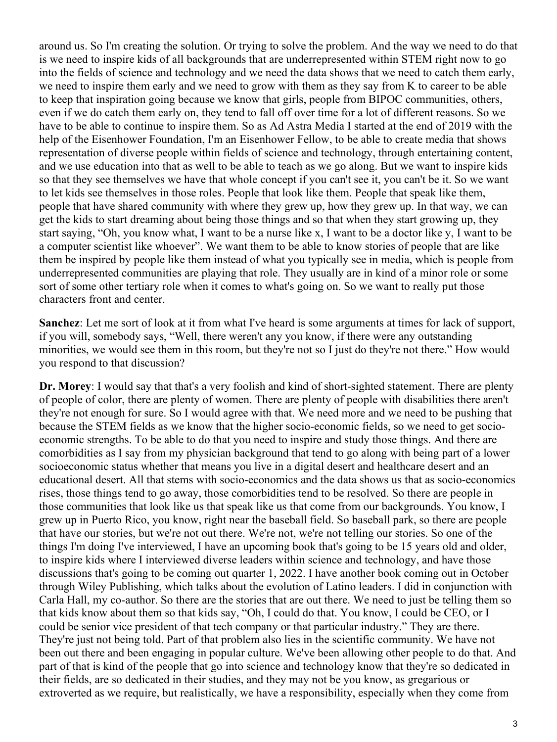around us. So I'm creating the solution. Or trying to solve the problem. And the way we need to do that is we need to inspire kids of all backgrounds that are underrepresented within STEM right now to go into the fields of science and technology and we need the data shows that we need to catch them early, we need to inspire them early and we need to grow with them as they say from K to career to be able to keep that inspiration going because we know that girls, people from BIPOC communities, others, even if we do catch them early on, they tend to fall off over time for a lot of different reasons. So we have to be able to continue to inspire them. So as Ad Astra Media I started at the end of 2019 with the help of the Eisenhower Foundation, I'm an Eisenhower Fellow, to be able to create media that shows representation of diverse people within fields of science and technology, through entertaining content, and we use education into that as well to be able to teach as we go along. But we want to inspire kids so that they see themselves we have that whole concept if you can't see it, you can't be it. So we want to let kids see themselves in those roles. People that look like them. People that speak like them, people that have shared community with where they grew up, how they grew up. In that way, we can get the kids to start dreaming about being those things and so that when they start growing up, they start saying, "Oh, you know what, I want to be a nurse like x, I want to be a doctor like y, I want to be a computer scientist like whoever". We want them to be able to know stories of people that are like them be inspired by people like them instead of what you typically see in media, which is people from underrepresented communities are playing that role. They usually are in kind of a minor role or some sort of some other tertiary role when it comes to what's going on. So we want to really put those characters front and center.

**Sanchez**: Let me sort of look at it from what I've heard is some arguments at times for lack of support, if you will, somebody says, "Well, there weren't any you know, if there were any outstanding minorities, we would see them in this room, but they're not so I just do they're not there." How would you respond to that discussion?

**Dr. Morey**: I would say that that's a very foolish and kind of short-sighted statement. There are plenty of people of color, there are plenty of women. There are plenty of people with disabilities there aren't they're not enough for sure. So I would agree with that. We need more and we need to be pushing that because the STEM fields as we know that the higher socio-economic fields, so we need to get socio-economic strengths. To be able to do that you need to inspire and study those things. And there are comorbidities as I say from my physician background that tend to go along with being part of a lower socioeconomic status whether that means you live in a digital desert and healthcare desert and an educational desert. All that stems with socio-economics and the data shows us that as socio-economics rises, those things tend to go away, those comorbidities tend to be resolved. So there are people in those communities that look like us that speak like us that come from our backgrounds. You know, I grew up in Puerto Rico, you know, right near the baseball field. So baseball park, so there are people that have our stories, but we're not out there. We're not, we're not telling our stories. So one of the things I'm doing I've interviewed, I have an upcoming book that's going to be 15 years old and older, to inspire kids where I interviewed diverse leaders within science and technology, and have those discussions that's going to be coming out quarter 1, 2022. I have another book coming out in October through Wiley Publishing, which talks about the evolution of Latino leaders. I did in conjunction with Carla Hall, my co-author. So there are the stories that are out there. We need to just be telling them so that kids know about them so that kids say, "Oh, I could do that. You know, I could be CEO, or I could be senior vice president of that tech company or that particular industry." They are there. They're just not being told. Part of that problem also lies in the scientific community. We have not been out there and been engaging in popular culture. We've been allowing other people to do that. And part of that is kind of the people that go into science and technology know that they're so dedicated in their fields, are so dedicated in their studies, and they may not be you know, as gregarious or extroverted as we require, but realistically, we have a responsibility, especially when they come from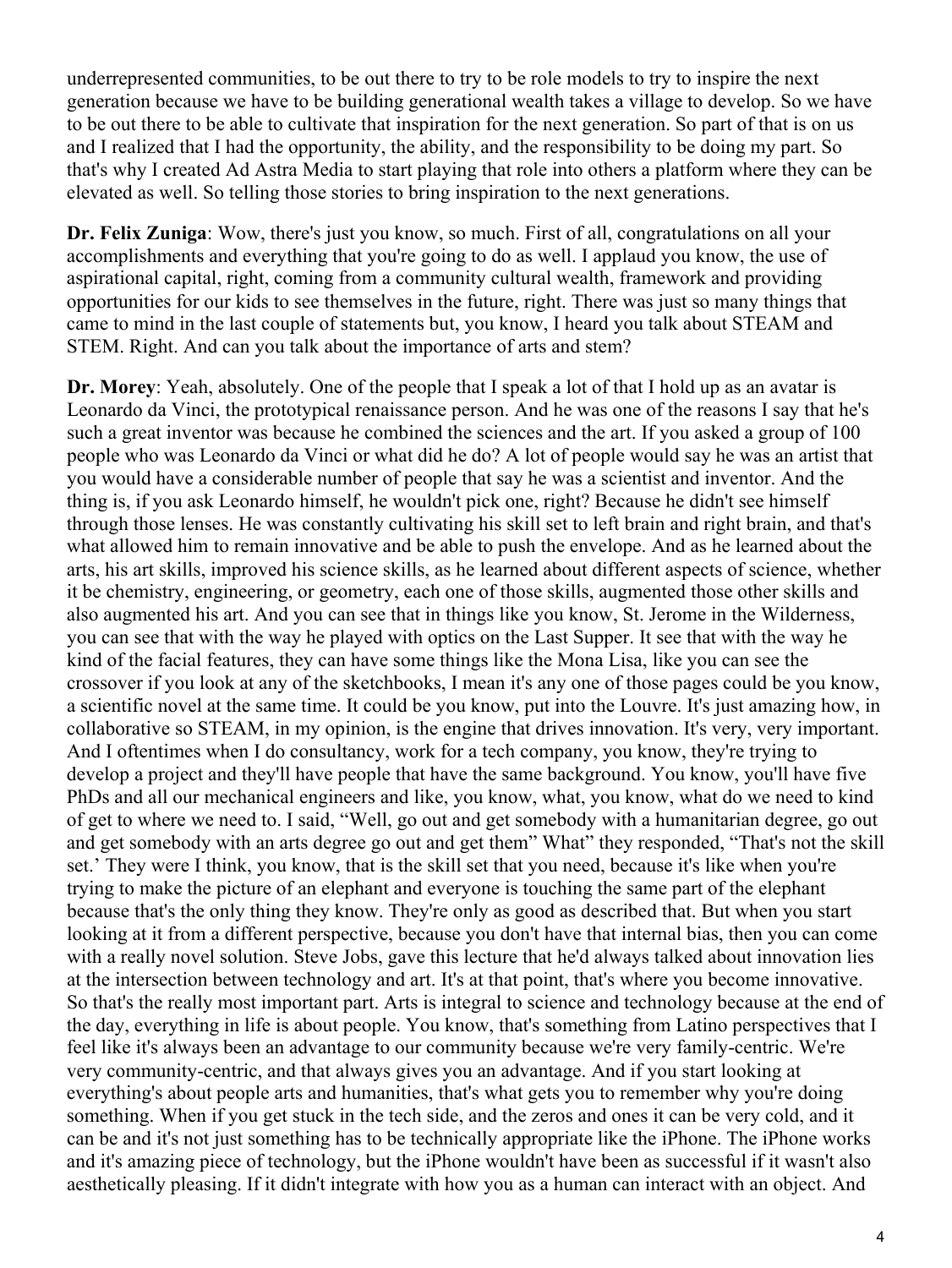underrepresented communities, to be out there to try to be role models to try to inspire the next generation because we have to be building generational wealth takes a village to develop. So we have to be out there to be able to cultivate that inspiration for the next generation. So part of that is on us and I realized that I had the opportunity, the ability, and the responsibility to be doing my part. So that's why I created Ad Astra Media to start playing that role into others a platform where they can be elevated as well. So telling those stories to bring inspiration to the next generations.

**Dr. Felix Zuniga**: Wow, there's just you know, so much. First of all, congratulations on all your accomplishments and everything that you're going to do as well. I applaud you know, the use of aspirational capital, right, coming from a community cultural wealth, framework and providing opportunities for our kids to see themselves in the future, right. There was just so many things that came to mind in the last couple of statements but, you know, I heard you talk about STEAM and STEM. Right. And can you talk about the importance of arts and stem?

**Dr. Morey**: Yeah, absolutely. One of the people that I speak a lot of that I hold up as an avatar is Leonardo da Vinci, the prototypical renaissance person. And he was one of the reasons I say that he's such a great inventor was because he combined the sciences and the art. If you asked a group of 100 people who was Leonardo da Vinci or what did he do? A lot of people would say he was an artist that you would have a considerable number of people that say he was a scientist and inventor. And the thing is, if you ask Leonardo himself, he wouldn't pick one, right? Because he didn't see himself through those lenses. He was constantly cultivating his skill set to left brain and right brain, and that's what allowed him to remain innovative and be able to push the envelope. And as he learned about the arts, his art skills, improved his science skills, as he learned about different aspects of science, whether it be chemistry, engineering, or geometry, each one of those skills, augmented those other skills and also augmented his art. And you can see that in things like you know, St. Jerome in the Wilderness, you can see that with the way he played with optics on the Last Supper. It see that with the way he kind of the facial features, they can have some things like the Mona Lisa, like you can see the crossover if you look at any of the sketchbooks, I mean it's any one of those pages could be you know, a scientific novel at the same time. It could be you know, put into the Louvre. It's just amazing how, in collaborative so STEAM, in my opinion, is the engine that drives innovation. It's very, very important. And I oftentimes when I do consultancy, work for a tech company, you know, they're trying to develop a project and they'll have people that have the same background. You know, you'll have five PhDs and all our mechanical engineers and like, you know, what, you know, what do we need to kind of get to where we need to. I said, "Well, go out and get somebody with a humanitarian degree, go out and get somebody with an arts degree go out and get them" What" they responded, "That's not the skill set.' They were I think, you know, that is the skill set that you need, because it's like when you're trying to make the picture of an elephant and everyone is touching the same part of the elephant because that's the only thing they know. They're only as good as described that. But when you start looking at it from a different perspective, because you don't have that internal bias, then you can come with a really novel solution. Steve Jobs, gave this lecture that he'd always talked about innovation lies at the intersection between technology and art. It's at that point, that's where you become innovative. So that's the really most important part. Arts is integral to science and technology because at the end of the day, everything in life is about people. You know, that's something from Latino perspectives that I feel like it's always been an advantage to our community because we're very family-centric. We're very community-centric, and that always gives you an advantage. And if you start looking at everything's about people arts and humanities, that's what gets you to remember why you're doing something. When if you get stuck in the tech side, and the zeros and ones it can be very cold, and it can be and it's not just something has to be technically appropriate like the iPhone. The iPhone works and it's amazing piece of technology, but the iPhone wouldn't have been as successful if it wasn't also aesthetically pleasing. If it didn't integrate with how you as a human can interact with an object. And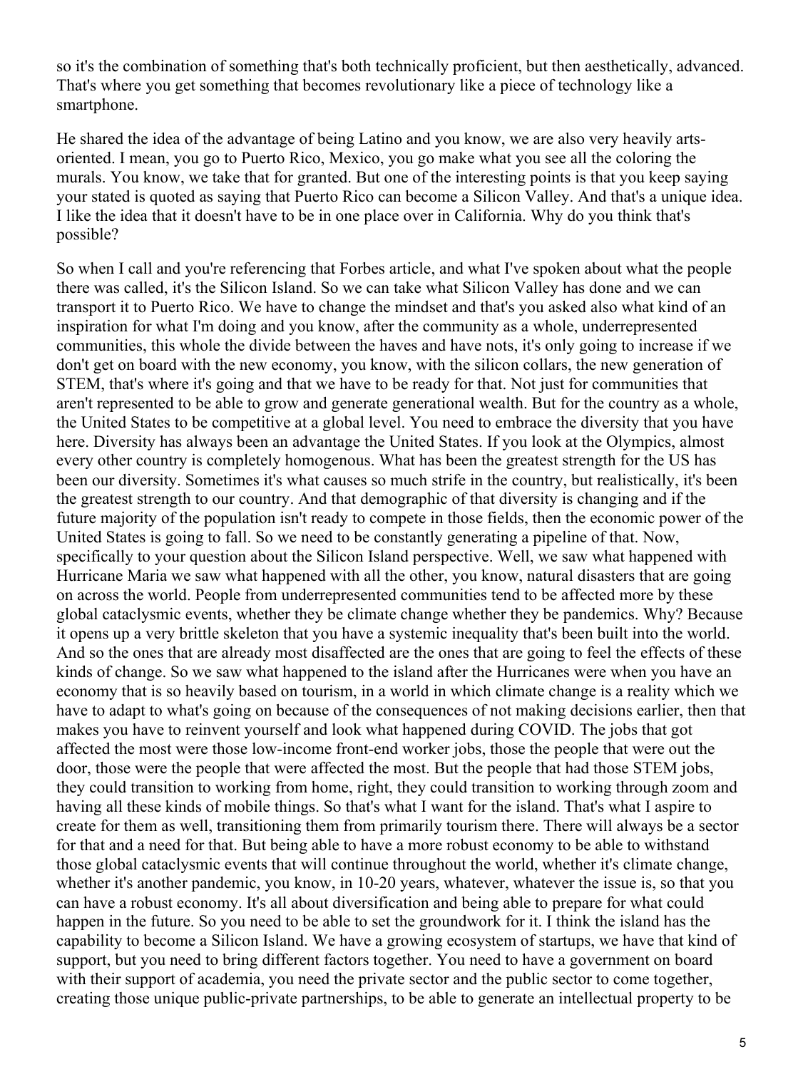so it's the combination of something that's both technically proficient, but then aesthetically, advanced. That's where you get something that becomes revolutionary like a piece of technology like a smartphone.

He shared the idea of the advantage of being Latino and you know, we are also very heavily arts-oriented. I mean, you go to Puerto Rico, Mexico, you go make what you see all the coloring the murals. You know, we take that for granted. But one of the interesting points is that you keep saying your stated is quoted as saying that Puerto Rico can become a Silicon Valley. And that's a unique idea. I like the idea that it doesn't have to be in one place over in California. Why do you think that's possible?

So when I call and you're referencing that Forbes article, and what I've spoken about what the people there was called, it's the Silicon Island. So we can take what Silicon Valley has done and we can transport it to Puerto Rico. We have to change the mindset and that's you asked also what kind of an inspiration for what I'm doing and you know, after the community as a whole, underrepresented communities, this whole the divide between the haves and have nots, it's only going to increase if we don't get on board with the new economy, you know, with the silicon collars, the new generation of STEM, that's where it's going and that we have to be ready for that. Not just for communities that aren't represented to be able to grow and generate generational wealth. But for the country as a whole, the United States to be competitive at a global level. You need to embrace the diversity that you have here. Diversity has always been an advantage the United States. If you look at the Olympics, almost every other country is completely homogenous. What has been the greatest strength for the US has been our diversity. Sometimes it's what causes so much strife in the country, but realistically, it's been the greatest strength to our country. And that demographic of that diversity is changing and if the future majority of the population isn't ready to compete in those fields, then the economic power of the United States is going to fall. So we need to be constantly generating a pipeline of that. Now, specifically to your question about the Silicon Island perspective. Well, we saw what happened with Hurricane Maria we saw what happened with all the other, you know, natural disasters that are going on across the world. People from underrepresented communities tend to be affected more by these global cataclysmic events, whether they be climate change whether they be pandemics. Why? Because it opens up a very brittle skeleton that you have a systemic inequality that's been built into the world. And so the ones that are already most disaffected are the ones that are going to feel the effects of these kinds of change. So we saw what happened to the island after the Hurricanes were when you have an economy that is so heavily based on tourism, in a world in which climate change is a reality which we have to adapt to what's going on because of the consequences of not making decisions earlier, then that makes you have to reinvent yourself and look what happened during COVID. The jobs that got affected the most were those low-income front-end worker jobs, those the people that were out the door, those were the people that were affected the most. But the people that had those STEM jobs, they could transition to working from home, right, they could transition to working through zoom and having all these kinds of mobile things. So that's what I want for the island. That's what I aspire to create for them as well, transitioning them from primarily tourism there. There will always be a sector for that and a need for that. But being able to have a more robust economy to be able to withstand those global cataclysmic events that will continue throughout the world, whether it's climate change, whether it's another pandemic, you know, in 10-20 years, whatever, whatever the issue is, so that you can have a robust economy. It's all about diversification and being able to prepare for what could happen in the future. So you need to be able to set the groundwork for it. I think the island has the capability to become a Silicon Island. We have a growing ecosystem of startups, we have that kind of support, but you need to bring different factors together. You need to have a government on board with their support of academia, you need the private sector and the public sector to come together, creating those unique public-private partnerships, to be able to generate an intellectual property to be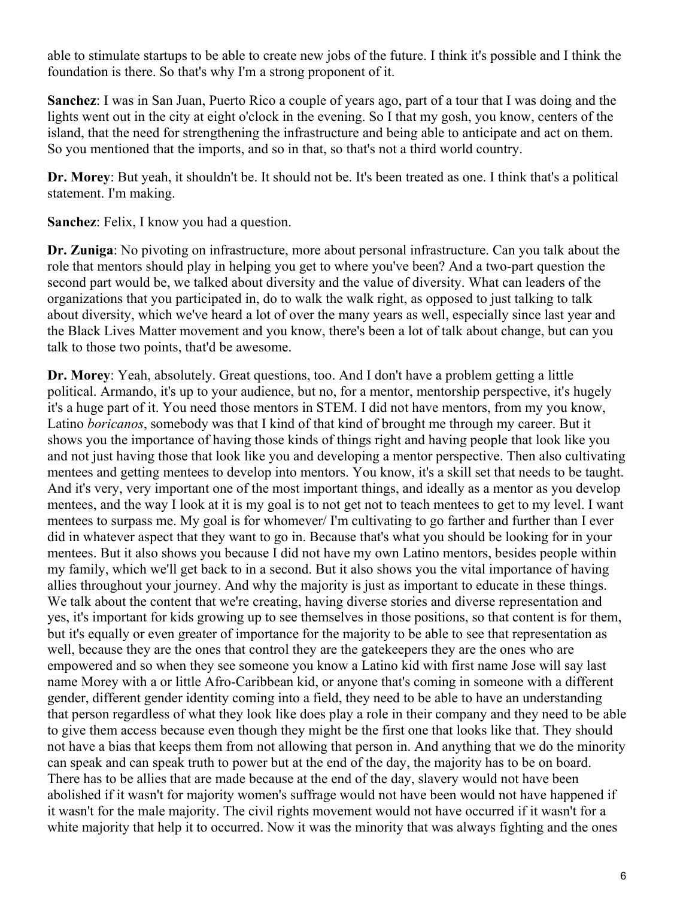able to stimulate startups to be able to create new jobs of the future. I think it's possible and I think the foundation is there. So that's why I'm a strong proponent of it.

**Sanchez**: I was in San Juan, Puerto Rico a couple of years ago, part of a tour that I was doing and the lights went out in the city at eight o'clock in the evening. So I that my gosh, you know, centers of the island, that the need for strengthening the infrastructure and being able to anticipate and act on them. So you mentioned that the imports, and so in that, so that's not a third world country.

**Dr. Morey**: But yeah, it shouldn't be. It should not be. It's been treated as one. I think that's a political statement. I'm making.

**Sanchez**: Felix, I know you had a question.

**Dr. Zuniga**: No pivoting on infrastructure, more about personal infrastructure. Can you talk about the role that mentors should play in helping you get to where you've been? And a two-part question the second part would be, we talked about diversity and the value of diversity. What can leaders of the organizations that you participated in, do to walk the walk right, as opposed to just talking to talk about diversity, which we've heard a lot of over the many years as well, especially since last year and the Black Lives Matter movement and you know, there's been a lot of talk about change, but can you talk to those two points, that'd be awesome.

**Dr. Morey**: Yeah, absolutely. Great questions, too. And I don't have a problem getting a little political. Armando, it's up to your audience, but no, for a mentor, mentorship perspective, it's hugely it's a huge part of it. You need those mentors in STEM. I did not have mentors, from my you know, Latino *boricanos*, somebody was that I kind of that kind of brought me through my career. But it shows you the importance of having those kinds of things right and having people that look like you and not just having those that look like you and developing a mentor perspective. Then also cultivating mentees and getting mentees to develop into mentors. You know, it's a skill set that needs to be taught. And it's very, very important one of the most important things, and ideally as a mentor as you develop mentees, and the way I look at it is my goal is to not get not to teach mentees to get to my level. I want mentees to surpass me. My goal is for whomever/ I'm cultivating to go farther and further than I ever did in whatever aspect that they want to go in. Because that's what you should be looking for in your mentees. But it also shows you because I did not have my own Latino mentors, besides people within my family, which we'll get back to in a second. But it also shows you the vital importance of having allies throughout your journey. And why the majority is just as important to educate in these things. We talk about the content that we're creating, having diverse stories and diverse representation and yes, it's important for kids growing up to see themselves in those positions, so that content is for them, but it's equally or even greater of importance for the majority to be able to see that representation as well, because they are the ones that control they are the gatekeepers they are the ones who are empowered and so when they see someone you know a Latino kid with first name Jose will say last name Morey with a or little Afro-Caribbean kid, or anyone that's coming in someone with a different gender, different gender identity coming into a field, they need to be able to have an understanding that person regardless of what they look like does play a role in their company and they need to be able to give them access because even though they might be the first one that looks like that. They should not have a bias that keeps them from not allowing that person in. And anything that we do the minority can speak and can speak truth to power but at the end of the day, the majority has to be on board. There has to be allies that are made because at the end of the day, slavery would not have been abolished if it wasn't for majority women's suffrage would not have been would not have happened if it wasn't for the male majority. The civil rights movement would not have occurred if it wasn't for a white majority that help it to occurred. Now it was the minority that was always fighting and the ones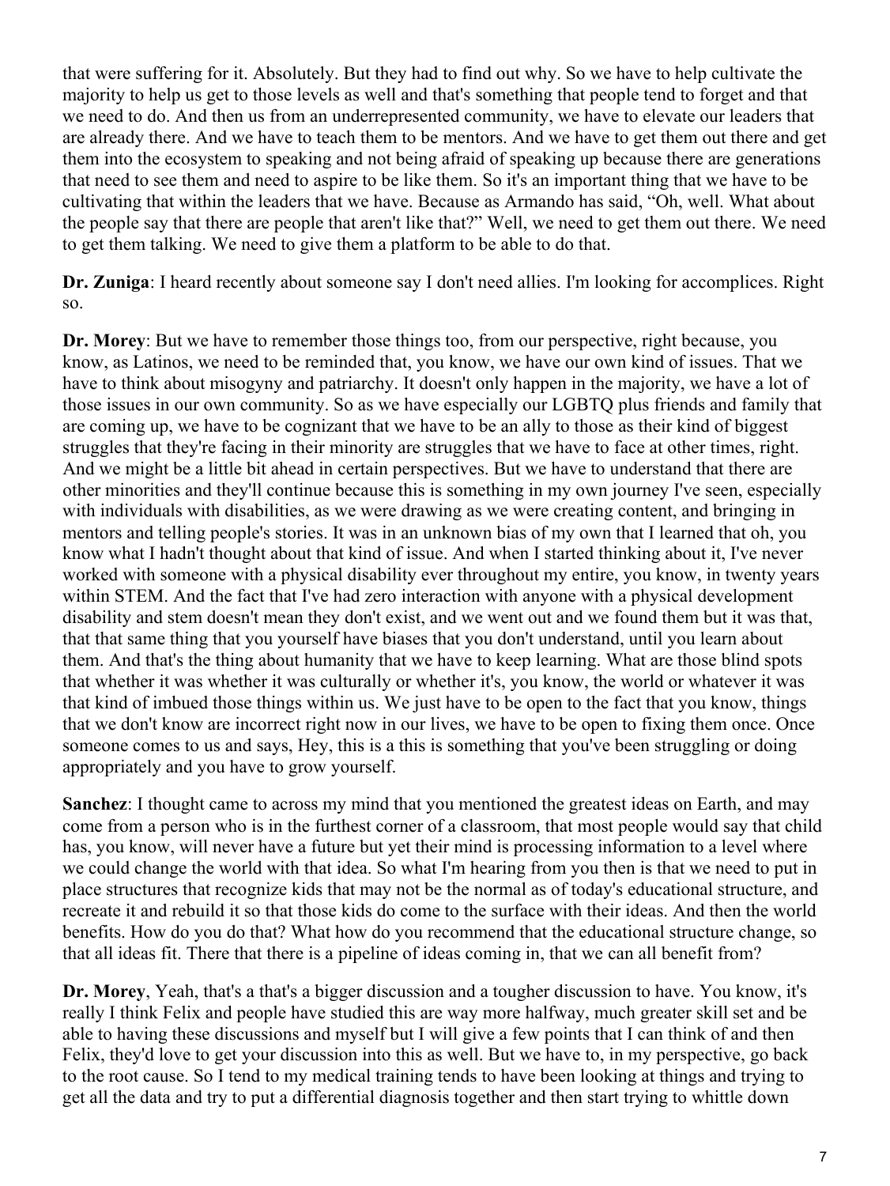that were suffering for it. Absolutely. But they had to find out why. So we have to help cultivate the majority to help us get to those levels as well and that's something that people tend to forget and that we need to do. And then us from an underrepresented community, we have to elevate our leaders that are already there. And we have to teach them to be mentors. And we have to get them out there and get them into the ecosystem to speaking and not being afraid of speaking up because there are generations that need to see them and need to aspire to be like them. So it's an important thing that we have to be cultivating that within the leaders that we have. Because as Armando has said, "Oh, well. What about the people say that there are people that aren't like that?" Well, we need to get them out there. We need to get them talking. We need to give them a platform to be able to do that.

**Dr. Zuniga**: I heard recently about someone say I don't need allies. I'm looking for accomplices. Right so.

**Dr. Morey**: But we have to remember those things too, from our perspective, right because, you know, as Latinos, we need to be reminded that, you know, we have our own kind of issues. That we have to think about misogyny and patriarchy. It doesn't only happen in the majority, we have a lot of those issues in our own community. So as we have especially our LGBTQ plus friends and family that are coming up, we have to be cognizant that we have to be an ally to those as their kind of biggest struggles that they're facing in their minority are struggles that we have to face at other times, right. And we might be a little bit ahead in certain perspectives. But we have to understand that there are other minorities and they'll continue because this is something in my own journey I've seen, especially with individuals with disabilities, as we were drawing as we were creating content, and bringing in mentors and telling people's stories. It was in an unknown bias of my own that I learned that oh, you know what I hadn't thought about that kind of issue. And when I started thinking about it, I've never worked with someone with a physical disability ever throughout my entire, you know, in twenty years within STEM. And the fact that I've had zero interaction with anyone with a physical development disability and stem doesn't mean they don't exist, and we went out and we found them but it was that, that that same thing that you yourself have biases that you don't understand, until you learn about them. And that's the thing about humanity that we have to keep learning. What are those blind spots that whether it was whether it was culturally or whether it's, you know, the world or whatever it was that kind of imbued those things within us. We just have to be open to the fact that you know, things that we don't know are incorrect right now in our lives, we have to be open to fixing them once. Once someone comes to us and says, Hey, this is a this is something that you've been struggling or doing appropriately and you have to grow yourself.

**Sanchez**: I thought came to across my mind that you mentioned the greatest ideas on Earth, and may come from a person who is in the furthest corner of a classroom, that most people would say that child has, you know, will never have a future but yet their mind is processing information to a level where we could change the world with that idea. So what I'm hearing from you then is that we need to put in place structures that recognize kids that may not be the normal as of today's educational structure, and recreate it and rebuild it so that those kids do come to the surface with their ideas. And then the world benefits. How do you do that? What how do you recommend that the educational structure change, so that all ideas fit. There that there is a pipeline of ideas coming in, that we can all benefit from?

**Dr. Morey**, Yeah, that's a that's a bigger discussion and a tougher discussion to have. You know, it's really I think Felix and people have studied this are way more halfway, much greater skill set and be able to having these discussions and myself but I will give a few points that I can think of and then Felix, they'd love to get your discussion into this as well. But we have to, in my perspective, go back to the root cause. So I tend to my medical training tends to have been looking at things and trying to get all the data and try to put a differential diagnosis together and then start trying to whittle down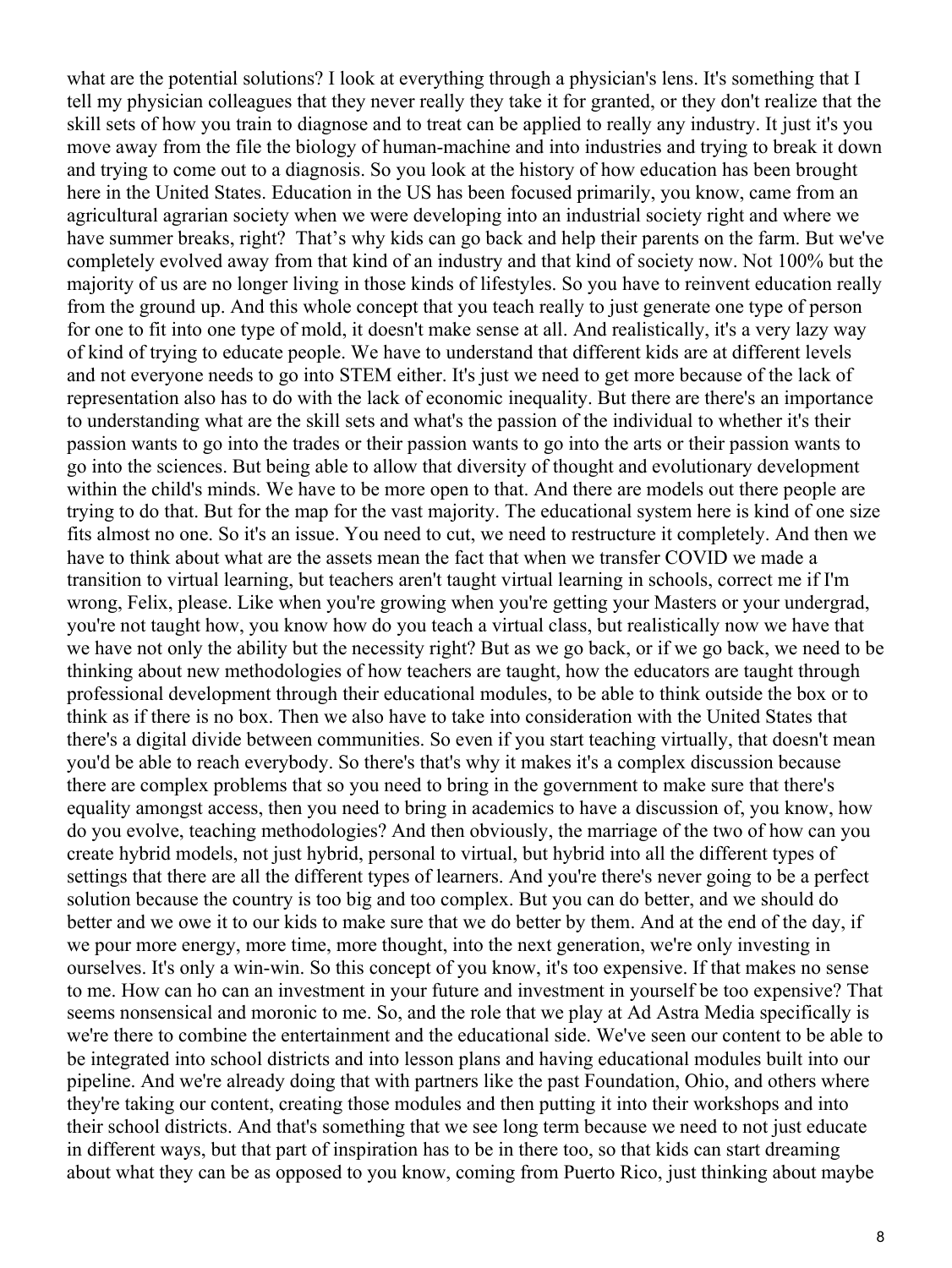what are the potential solutions? I look at everything through a physician's lens. It's something that I tell my physician colleagues that they never really they take it for granted, or they don't realize that the skill sets of how you train to diagnose and to treat can be applied to really any industry. It just it's you move away from the file the biology of human-machine and into industries and trying to break it down and trying to come out to a diagnosis. So you look at the history of how education has been brought here in the United States. Education in the US has been focused primarily, you know, came from an agricultural agrarian society when we were developing into an industrial society right and where we have summer breaks, right? That's why kids can go back and help their parents on the farm. But we've completely evolved away from that kind of an industry and that kind of society now. Not 100% but the majority of us are no longer living in those kinds of lifestyles. So you have to reinvent education really from the ground up. And this whole concept that you teach really to just generate one type of person for one to fit into one type of mold, it doesn't make sense at all. And realistically, it's a very lazy way of kind of trying to educate people. We have to understand that different kids are at different levels and not everyone needs to go into STEM either. It's just we need to get more because of the lack of representation also has to do with the lack of economic inequality. But there are there's an importance to understanding what are the skill sets and what's the passion of the individual to whether it's their passion wants to go into the trades or their passion wants to go into the arts or their passion wants to go into the sciences. But being able to allow that diversity of thought and evolutionary development within the child's minds. We have to be more open to that. And there are models out there people are trying to do that. But for the map for the vast majority. The educational system here is kind of one size fits almost no one. So it's an issue. You need to cut, we need to restructure it completely. And then we have to think about what are the assets mean the fact that when we transfer COVID we made a transition to virtual learning, but teachers aren't taught virtual learning in schools, correct me if I'm wrong, Felix, please. Like when you're growing when you're getting your Masters or your undergrad, you're not taught how, you know how do you teach a virtual class, but realistically now we have that we have not only the ability but the necessity right? But as we go back, or if we go back, we need to be thinking about new methodologies of how teachers are taught, how the educators are taught through professional development through their educational modules, to be able to think outside the box or to think as if there is no box. Then we also have to take into consideration with the United States that there's a digital divide between communities. So even if you start teaching virtually, that doesn't mean you'd be able to reach everybody. So there's that's why it makes it's a complex discussion because there are complex problems that so you need to bring in the government to make sure that there's equality amongst access, then you need to bring in academics to have a discussion of, you know, how do you evolve, teaching methodologies? And then obviously, the marriage of the two of how can you create hybrid models, not just hybrid, personal to virtual, but hybrid into all the different types of settings that there are all the different types of learners. And you're there's never going to be a perfect solution because the country is too big and too complex. But you can do better, and we should do better and we owe it to our kids to make sure that we do better by them. And at the end of the day, if we pour more energy, more time, more thought, into the next generation, we're only investing in ourselves. It's only a win-win. So this concept of you know, it's too expensive. If that makes no sense to me. How can ho can an investment in your future and investment in yourself be too expensive? That seems nonsensical and moronic to me. So, and the role that we play at Ad Astra Media specifically is we're there to combine the entertainment and the educational side. We've seen our content to be able to be integrated into school districts and into lesson plans and having educational modules built into our pipeline. And we're already doing that with partners like the past Foundation, Ohio, and others where they're taking our content, creating those modules and then putting it into their workshops and into their school districts. And that's something that we see long term because we need to not just educate in different ways, but that part of inspiration has to be in there too, so that kids can start dreaming about what they can be as opposed to you know, coming from Puerto Rico, just thinking about maybe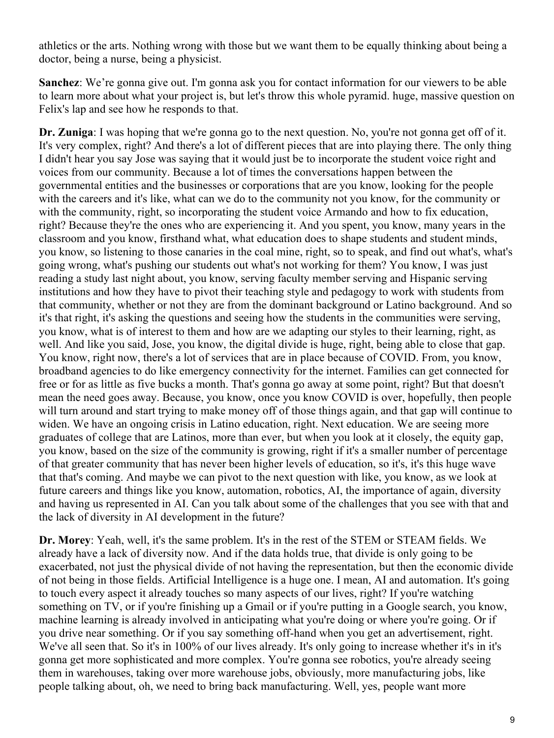athletics or the arts. Nothing wrong with those but we want them to be equally thinking about being a doctor, being a nurse, being a physicist.

**Sanchez**: We're gonna give out. I'm gonna ask you for contact information for our viewers to be able to learn more about what your project is, but let's throw this whole pyramid. huge, massive question on Felix's lap and see how he responds to that.

**Dr. Zuniga**: I was hoping that we're gonna go to the next question. No, you're not gonna get off of it. It's very complex, right? And there's a lot of different pieces that are into playing there. The only thing I didn't hear you say Jose was saying that it would just be to incorporate the student voice right and voices from our community. Because a lot of times the conversations happen between the governmental entities and the businesses or corporations that are you know, looking for the people with the careers and it's like, what can we do to the community not you know, for the community or with the community, right, so incorporating the student voice Armando and how to fix education, right? Because they're the ones who are experiencing it. And you spent, you know, many years in the classroom and you know, firsthand what, what education does to shape students and student minds, you know, so listening to those canaries in the coal mine, right, so to speak, and find out what's, what's going wrong, what's pushing our students out what's not working for them? You know, I was just reading a study last night about, you know, serving faculty member serving and Hispanic serving institutions and how they have to pivot their teaching style and pedagogy to work with students from that community, whether or not they are from the dominant background or Latino background. And so it's that right, it's asking the questions and seeing how the students in the communities were serving, you know, what is of interest to them and how are we adapting our styles to their learning, right, as well. And like you said, Jose, you know, the digital divide is huge, right, being able to close that gap. You know, right now, there's a lot of services that are in place because of COVID. From, you know, broadband agencies to do like emergency connectivity for the internet. Families can get connected for free or for as little as five bucks a month. That's gonna go away at some point, right? But that doesn't mean the need goes away. Because, you know, once you know COVID is over, hopefully, then people will turn around and start trying to make money off of those things again, and that gap will continue to widen. We have an ongoing crisis in Latino education, right. Next education. We are seeing more graduates of college that are Latinos, more than ever, but when you look at it closely, the equity gap, you know, based on the size of the community is growing, right if it's a smaller number of percentage of that greater community that has never been higher levels of education, so it's, it's this huge wave that that's coming. And maybe we can pivot to the next question with like, you know, as we look at future careers and things like you know, automation, robotics, AI, the importance of again, diversity and having us represented in AI. Can you talk about some of the challenges that you see with that and the lack of diversity in AI development in the future?

**Dr. Morey**: Yeah, well, it's the same problem. It's in the rest of the STEM or STEAM fields. We already have a lack of diversity now. And if the data holds true, that divide is only going to be exacerbated, not just the physical divide of not having the representation, but then the economic divide of not being in those fields. Artificial Intelligence is a huge one. I mean, AI and automation. It's going to touch every aspect it already touches so many aspects of our lives, right? If you're watching something on TV, or if you're finishing up a Gmail or if you're putting in a Google search, you know, machine learning is already involved in anticipating what you're doing or where you're going. Or if you drive near something. Or if you say something off-hand when you get an advertisement, right. We've all seen that. So it's in 100% of our lives already. It's only going to increase whether it's in it's gonna get more sophisticated and more complex. You're gonna see robotics, you're already seeing them in warehouses, taking over more warehouse jobs, obviously, more manufacturing jobs, like people talking about, oh, we need to bring back manufacturing. Well, yes, people want more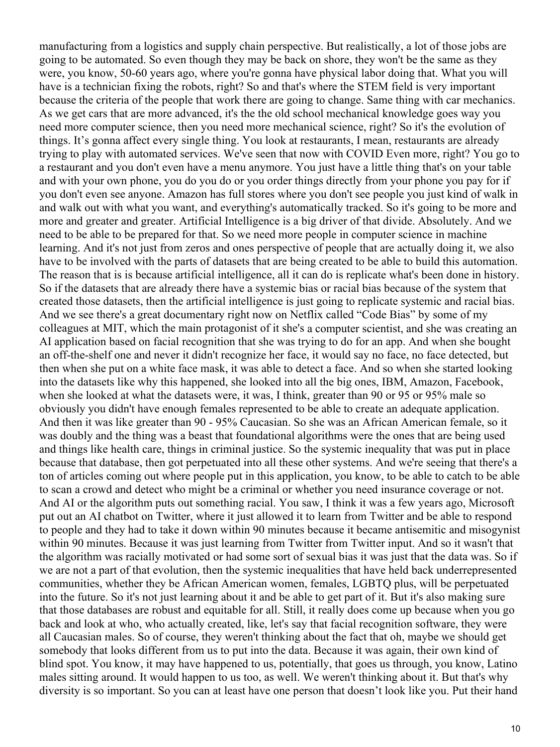manufacturing from a logistics and supply chain perspective. But realistically, a lot of those jobs are going to be automated. So even though they may be back on shore, they won't be the same as they were, you know, 50-60 years ago, where you're gonna have physical labor doing that. What you will have is a technician fixing the robots, right? So and that's where the STEM field is very important because the criteria of the people that work there are going to change. Same thing with car mechanics. As we get cars that are more advanced, it's the the old school mechanical knowledge goes way you need more computer science, then you need more mechanical science, right? So it's the evolution of things. It's gonna affect every single thing. You look at restaurants, I mean, restaurants are already trying to play with automated services. We've seen that now with COVID Even more, right? You go to a restaurant and you don't even have a menu anymore. You just have a little thing that's on your table and with your own phone, you do you do or you order things directly from your phone you pay for if you don't even see anyone. Amazon has full stores where you don't see people you just kind of walk in and walk out with what you want, and everything's automatically tracked. So it's going to be more and more and greater and greater. Artificial Intelligence is a big driver of that divide. Absolutely. And we need to be able to be prepared for that. So we need more people in computer science in machine learning. And it's not just from zeros and ones perspective of people that are actually doing it, we also have to be involved with the parts of datasets that are being created to be able to build this automation. The reason that is is because artificial intelligence, all it can do is replicate what's been done in history. So if the datasets that are already there have a systemic bias or racial bias because of the system that created those datasets, then the artificial intelligence is just going to replicate systemic and racial bias. And we see there's a great documentary right now on Netflix called "Code Bias" by some of my colleagues at MIT, which the main protagonist of it she's a computer scientist, and she was creating an AI application based on facial recognition that she was trying to do for an app. And when she bought an off-the-shelf one and never it didn't recognize her face, it would say no face, no face detected, but then when she put on a white face mask, it was able to detect a face. And so when she started looking into the datasets like why this happened, she looked into all the big ones, IBM, Amazon, Facebook, when she looked at what the datasets were, it was, I think, greater than 90 or 95 or 95% male so obviously you didn't have enough females represented to be able to create an adequate application. And then it was like greater than 90 - 95% Caucasian. So she was an African American female, so it was doubly and the thing was a beast that foundational algorithms were the ones that are being used and things like health care, things in criminal justice. So the systemic inequality that was put in place because that database, then got perpetuated into all these other systems. And we're seeing that there's a ton of articles coming out where people put in this application, you know, to be able to catch to be able to scan a crowd and detect who might be a criminal or whether you need insurance coverage or not. And AI or the algorithm puts out something racial. You saw, I think it was a few years ago, Microsoft put out an AI chatbot on Twitter, where it just allowed it to learn from Twitter and be able to respond to people and they had to take it down within 90 minutes because it became antisemitic and misogynist within 90 minutes. Because it was just learning from Twitter from Twitter input. And so it wasn't that the algorithm was racially motivated or had some sort of sexual bias it was just that the data was. So if we are not a part of that evolution, then the systemic inequalities that have held back underrepresented communities, whether they be African American women, females, LGBTQ plus, will be perpetuated into the future. So it's not just learning about it and be able to get part of it. But it's also making sure that those databases are robust and equitable for all. Still, it really does come up because when you go back and look at who, who actually created, like, let's say that facial recognition software, they were all Caucasian males. So of course, they weren't thinking about the fact that oh, maybe we should get somebody that looks different from us to put into the data. Because it was again, their own kind of blind spot. You know, it may have happened to us, potentially, that goes us through, you know, Latino males sitting around. It would happen to us too, as well. We weren't thinking about it. But that's why diversity is so important. So you can at least have one person that doesn't look like you. Put their hand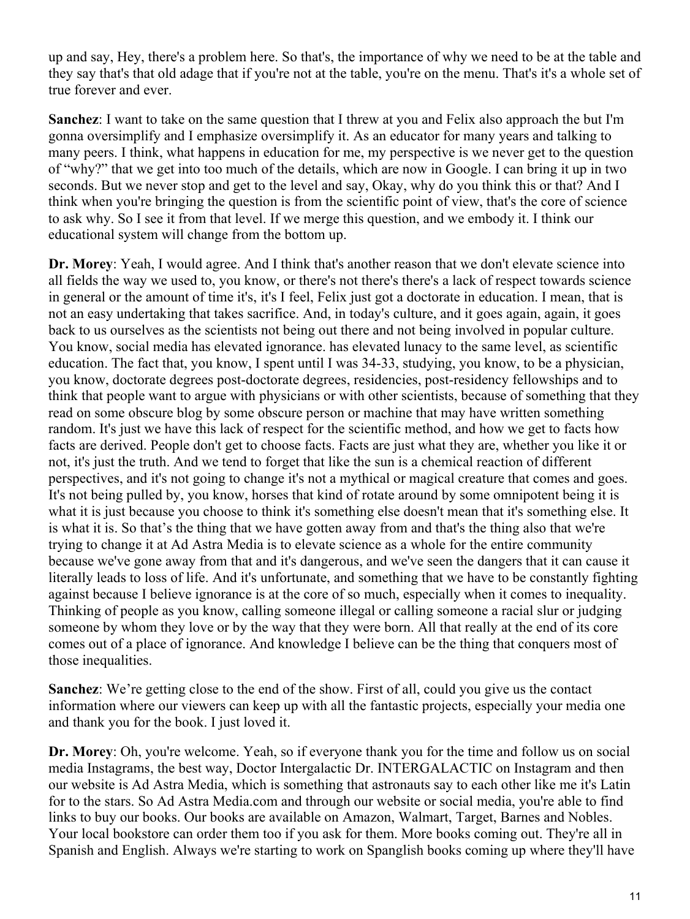up and say, Hey, there's a problem here. So that's, the importance of why we need to be at the table and they say that's that old adage that if you're not at the table, you're on the menu. That's it's a whole set of true forever and ever.

**Sanchez**: I want to take on the same question that I threw at you and Felix also approach the but I'm gonna oversimplify and I emphasize oversimplify it. As an educator for many years and talking to many peers. I think, what happens in education for me, my perspective is we never get to the question of "why?" that we get into too much of the details, which are now in Google. I can bring it up in two seconds. But we never stop and get to the level and say, Okay, why do you think this or that? And I think when you're bringing the question is from the scientific point of view, that's the core of science to ask why. So I see it from that level. If we merge this question, and we embody it. I think our educational system will change from the bottom up.

**Dr. Morey**: Yeah, I would agree. And I think that's another reason that we don't elevate science into all fields the way we used to, you know, or there's not there's there's a lack of respect towards science in general or the amount of time it's, it's I feel, Felix just got a doctorate in education. I mean, that is not an easy undertaking that takes sacrifice. And, in today's culture, and it goes again, again, it goes back to us ourselves as the scientists not being out there and not being involved in popular culture. You know, social media has elevated ignorance. has elevated lunacy to the same level, as scientific education. The fact that, you know, I spent until I was 34-33, studying, you know, to be a physician, you know, doctorate degrees post-doctorate degrees, residencies, post-residency fellowships and to think that people want to argue with physicians or with other scientists, because of something that they read on some obscure blog by some obscure person or machine that may have written something random. It's just we have this lack of respect for the scientific method, and how we get to facts how facts are derived. People don't get to choose facts. Facts are just what they are, whether you like it or not, it's just the truth. And we tend to forget that like the sun is a chemical reaction of different perspectives, and it's not going to change it's not a mythical or magical creature that comes and goes. It's not being pulled by, you know, horses that kind of rotate around by some omnipotent being it is what it is just because you choose to think it's something else doesn't mean that it's something else. It is what it is. So that's the thing that we have gotten away from and that's the thing also that we're trying to change it at Ad Astra Media is to elevate science as a whole for the entire community because we've gone away from that and it's dangerous, and we've seen the dangers that it can cause it literally leads to loss of life. And it's unfortunate, and something that we have to be constantly fighting against because I believe ignorance is at the core of so much, especially when it comes to inequality. Thinking of people as you know, calling someone illegal or calling someone a racial slur or judging someone by whom they love or by the way that they were born. All that really at the end of its core comes out of a place of ignorance. And knowledge I believe can be the thing that conquers most of those inequalities.

**Sanchez**: We're getting close to the end of the show. First of all, could you give us the contact information where our viewers can keep up with all the fantastic projects, especially your media one and thank you for the book. I just loved it.

**Dr. Morey**: Oh, you're welcome. Yeah, so if everyone thank you for the time and follow us on social media Instagrams, the best way, Doctor Intergalactic Dr. INTERGALACTIC on Instagram and then our website is Ad Astra Media, which is something that astronauts say to each other like me it's Latin for to the stars. So Ad Astra Media.com and through our website or social media, you're able to find links to buy our books. Our books are available on Amazon, Walmart, Target, Barnes and Nobles. Your local bookstore can order them too if you ask for them. More books coming out. They're all in Spanish and English. Always we're starting to work on Spanglish books coming up where they'll have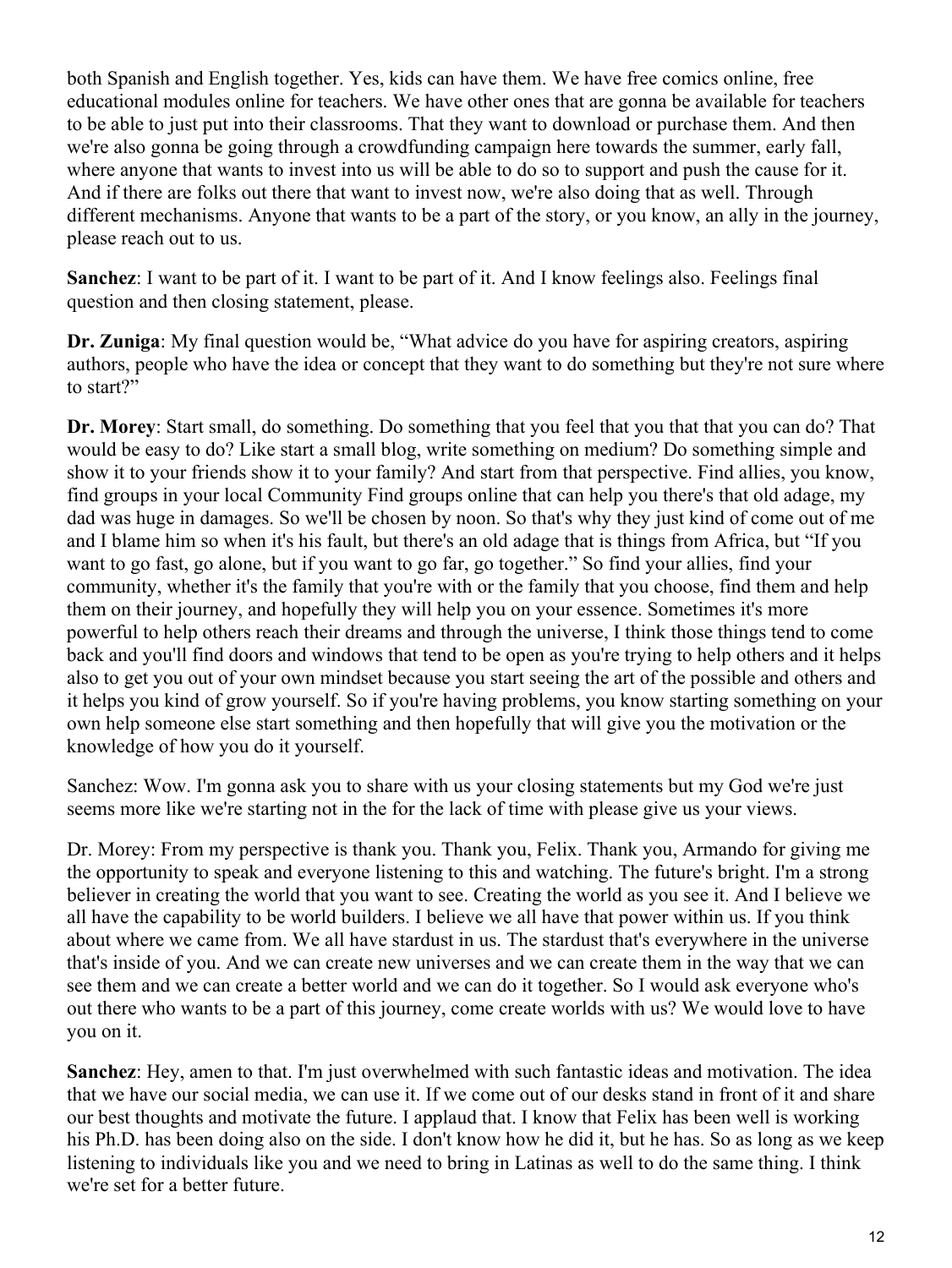both Spanish and English together. Yes, kids can have them. We have free comics online, free educational modules online for teachers. We have other ones that are gonna be available for teachers to be able to just put into their classrooms. That they want to download or purchase them. And then we're also gonna be going through a crowdfunding campaign here towards the summer, early fall, where anyone that wants to invest into us will be able to do so to support and push the cause for it. And if there are folks out there that want to invest now, we're also doing that as well. Through different mechanisms. Anyone that wants to be a part of the story, or you know, an ally in the journey, please reach out to us.

**Sanchez**: I want to be part of it. I want to be part of it. And I know feelings also. Feelings final question and then closing statement, please.

**Dr. Zuniga**: My final question would be, "What advice do you have for aspiring creators, aspiring authors, people who have the idea or concept that they want to do something but they're not sure where to start?"

**Dr. Morey**: Start small, do something. Do something that you feel that you that that you can do? That would be easy to do? Like start a small blog, write something on medium? Do something simple and show it to your friends show it to your family? And start from that perspective. Find allies, you know, find groups in your local Community Find groups online that can help you there's that old adage, my dad was huge in damages. So we'll be chosen by noon. So that's why they just kind of come out of me and I blame him so when it's his fault, but there's an old adage that is things from Africa, but "If you want to go fast, go alone, but if you want to go far, go together." So find your allies, find your community, whether it's the family that you're with or the family that you choose, find them and help them on their journey, and hopefully they will help you on your essence. Sometimes it's more powerful to help others reach their dreams and through the universe, I think those things tend to come back and you'll find doors and windows that tend to be open as you're trying to help others and it helps also to get you out of your own mindset because you start seeing the art of the possible and others and it helps you kind of grow yourself. So if you're having problems, you know starting something on your own help someone else start something and then hopefully that will give you the motivation or the knowledge of how you do it yourself.

Sanchez: Wow. I'm gonna ask you to share with us your closing statements but my God we're just seems more like we're starting not in the for the lack of time with please give us your views.

Dr. Morey: From my perspective is thank you. Thank you, Felix. Thank you, Armando for giving me the opportunity to speak and everyone listening to this and watching. The future's bright. I'm a strong believer in creating the world that you want to see. Creating the world as you see it. And I believe we all have the capability to be world builders. I believe we all have that power within us. If you think about where we came from. We all have stardust in us. The stardust that's everywhere in the universe that's inside of you. And we can create new universes and we can create them in the way that we can see them and we can create a better world and we can do it together. So I would ask everyone who's out there who wants to be a part of this journey, come create worlds with us? We would love to have you on it.

**Sanchez**: Hey, amen to that. I'm just overwhelmed with such fantastic ideas and motivation. The idea that we have our social media, we can use it. If we come out of our desks stand in front of it and share our best thoughts and motivate the future. I applaud that. I know that Felix has been well is working his Ph.D. has been doing also on the side. I don't know how he did it, but he has. So as long as we keep listening to individuals like you and we need to bring in Latinas as well to do the same thing. I think we're set for a better future.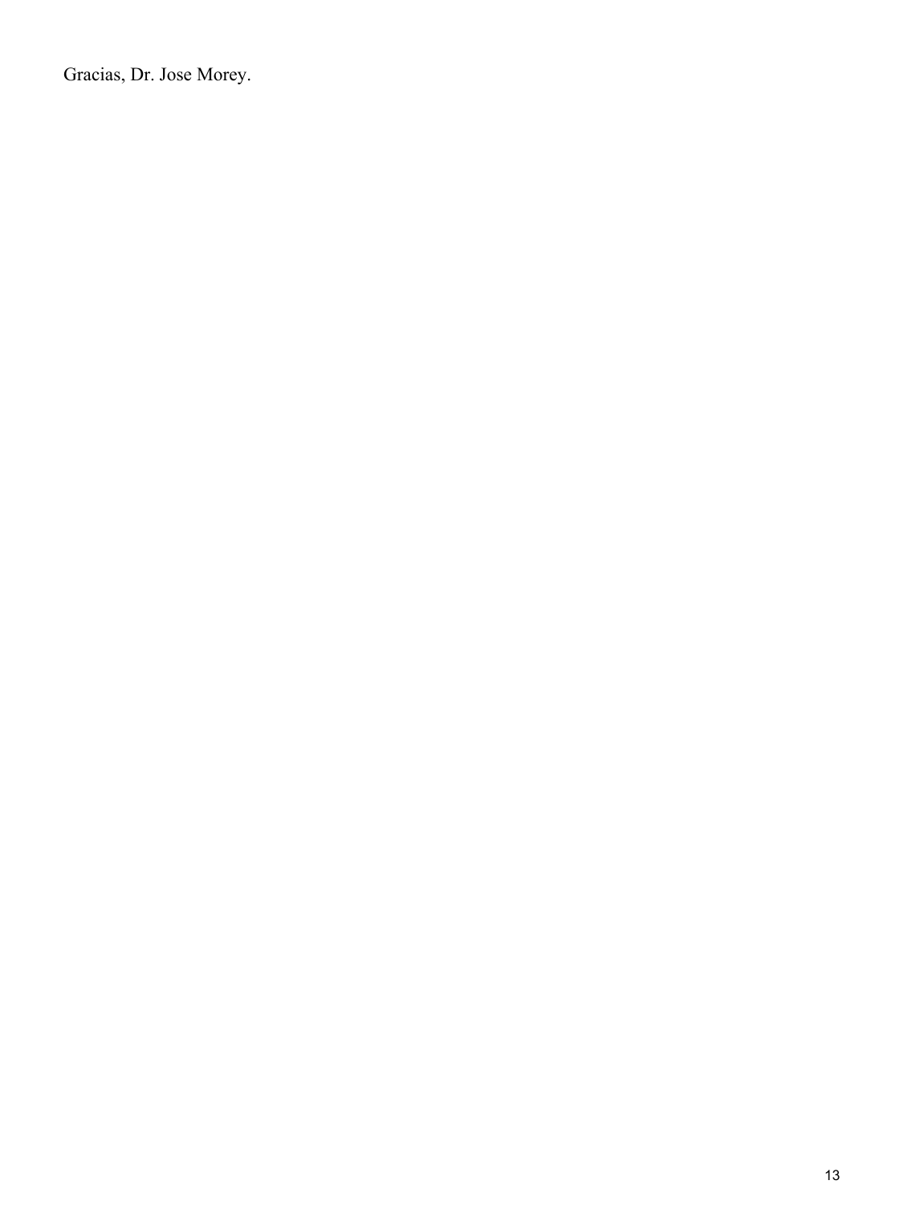Gracias, Dr. Jose Morey.